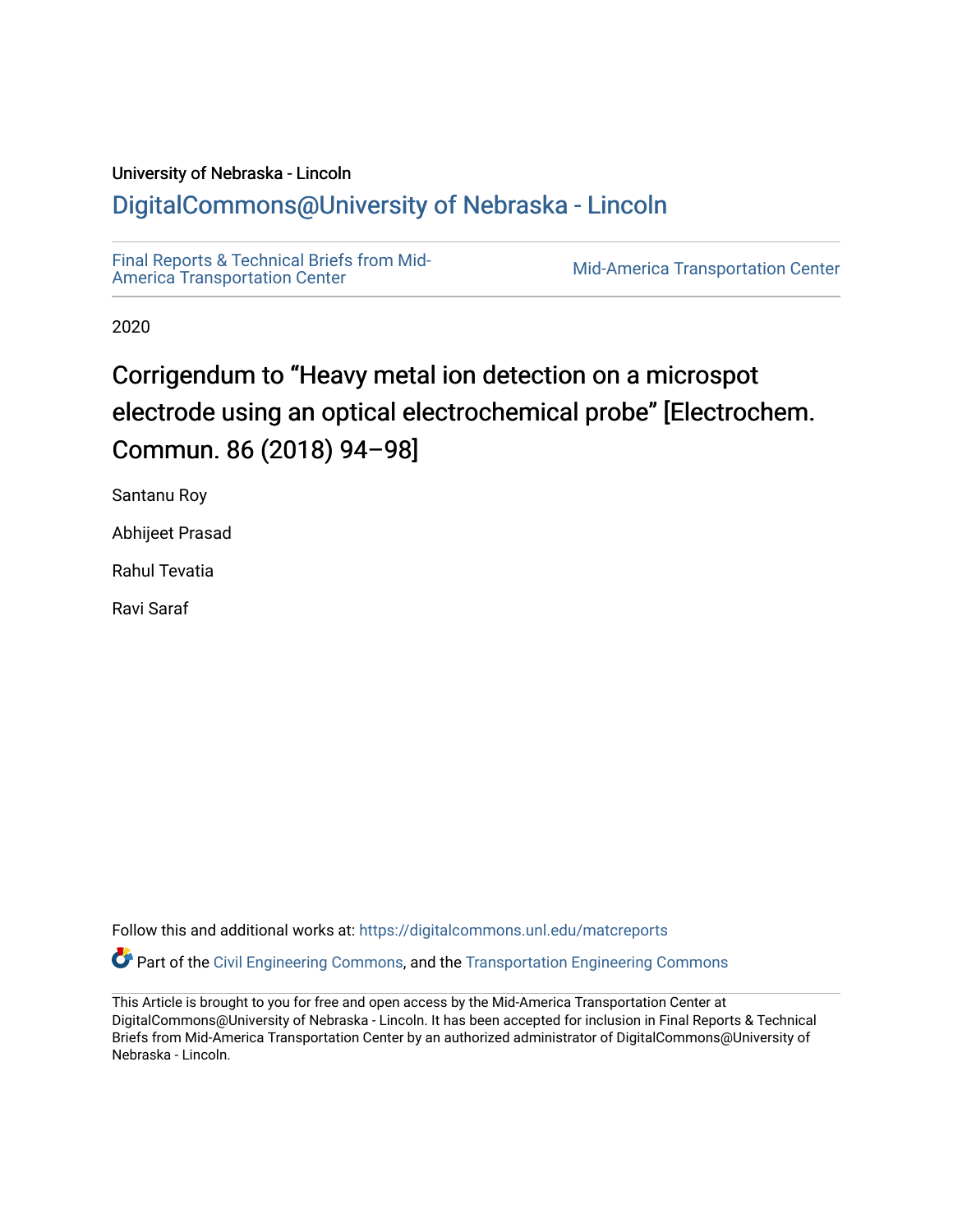University of Nebraska - Lincoln

# DigitalCommons@University of Nebraska - Lincoln

Final Reports & Technical Briefs from Mid-America Transportation Center

Mid-America Transportation Center

2020

# Corrigendum to “Heavy metal ion detection on a microspot electrode using an optical electrochemical probe” [Electrochem. Commun. 86 (2018) 94–98]

Santanu Roy

Abhijeet Prasad

Rahul Tevatia

Ravi Saraf

Follow this and additional works at: https://digitalcommons.unl.edu/matcreports

Part of the Civil Engineering Commons, and the Transportation Engineering Commons

This Article is brought to you for free and open access by the Mid-America Transportation Center at DigitalCommons@University of Nebraska - Lincoln. It has been accepted for inclusion in Final Reports & Technical Briefs from Mid-America Transportation Center by an authorized administrator of DigitalCommons@University of Nebraska - Lincoln.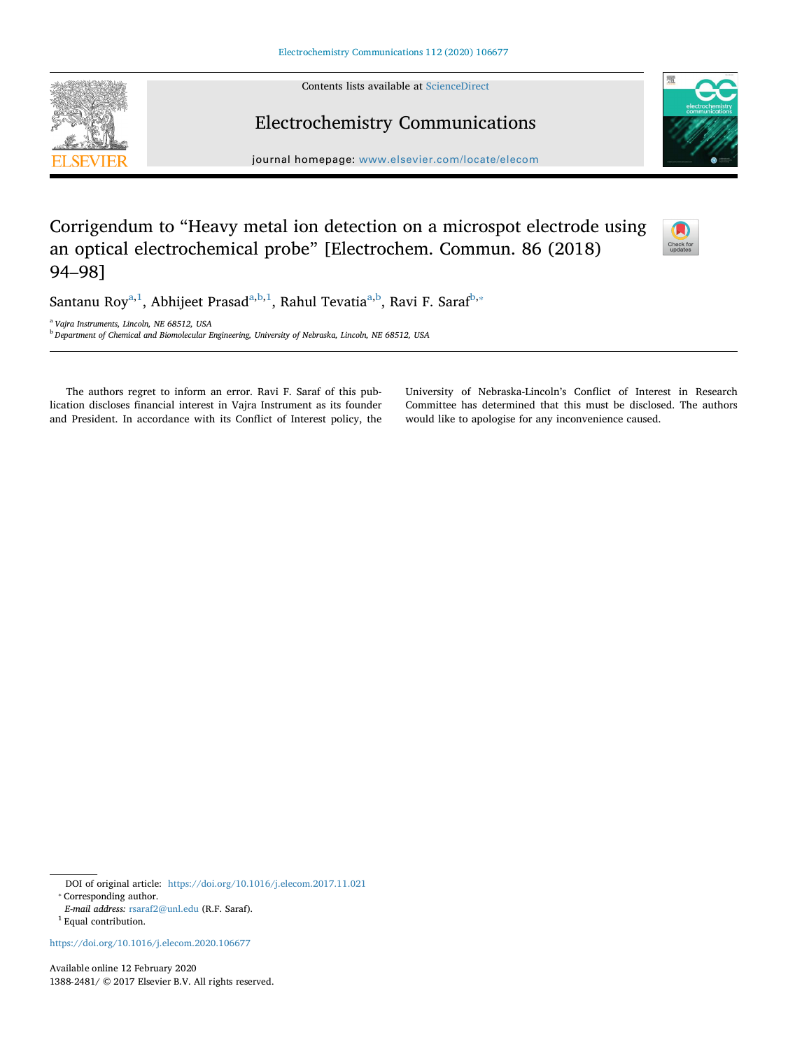# Corrigendum to "Heavy metal ion detection on a microspot electrode using an optical electrochemical probe" [Electrochem. Commun. 86 (2018) 94–98]

Santanu Roy[a,1], Abhijeet Prasad[a,b,1], Rahul Tevatia[a,b], Ravi F. Saraf[b,*]

[a] Vajra Instruments, Lincoln, NE 68512, USA

[b] Department of Chemical and Biomolecular Engineering, University of Nebraska, Lincoln, NE 68512, USA

---

The authors regret to inform an error. Ravi F. Saraf of this publication discloses financial interest in Vajra Instrument as its founder and President. In accordance with its Conflict of Interest policy, the University of Nebraska-Lincoln's Conflict of Interest in Research Committee has determined that this must be disclosed. The authors would like to apologise for any inconvenience caused.

---

DOI of original article: https://doi.org/10.1016/j.elecom.2017.11.021

[*] Corresponding author.

*E-mail address:* rsaraf2@unl.edu (R.F. Saraf).

[1] Equal contribution.

https://doi.org/10.1016/j.elecom.2020.106677

Available online 12 February 2020

1388-2481/ © 2017 Elsevier B.V. All rights reserved.